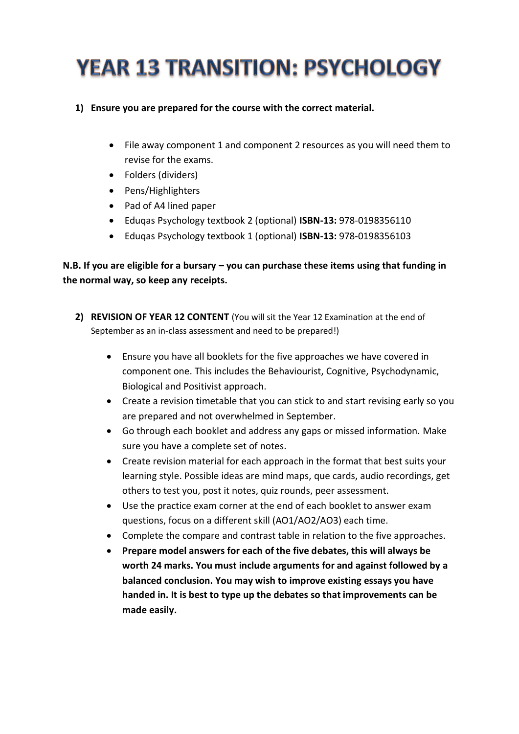# YEAR 13 TRANSITION: PSYCHOLOGY

1) **Ensure you are prepared for the course with the correct material.**

   - File away component 1 and component 2 resources as you will need them to revise for the exams.
   - Folders (dividers)
   - Pens/Highlighters
   - Pad of A4 lined paper
   - Eduqas Psychology textbook 2 (optional) **ISBN-13:** 978-0198356110
   - Eduqas Psychology textbook 1 (optional) **ISBN-13:** 978-0198356103

**N.B. If you are eligible for a bursary – you can purchase these items using that funding in the normal way, so keep any receipts.**

2) **REVISION OF YEAR 12 CONTENT** (You will sit the Year 12 Examination at the end of September as an in-class assessment and need to be prepared!)

   - Ensure you have all booklets for the five approaches we have covered in component one. This includes the Behaviourist, Cognitive, Psychodynamic, Biological and Positivist approach.
   - Create a revision timetable that you can stick to and start revising early so you are prepared and not overwhelmed in September.
   - Go through each booklet and address any gaps or missed information. Make sure you have a complete set of notes.
   - Create revision material for each approach in the format that best suits your learning style. Possible ideas are mind maps, que cards, audio recordings, get others to test you, post it notes, quiz rounds, peer assessment.
   - Use the practice exam corner at the end of each booklet to answer exam questions, focus on a different skill (AO1/AO2/AO3) each time.
   - Complete the compare and contrast table in relation to the five approaches.
   - **Prepare model answers for each of the five debates, this will always be worth 24 marks. You must include arguments for and against followed by a balanced conclusion. You may wish to improve existing essays you have handed in. It is best to type up the debates so that improvements can be made easily.**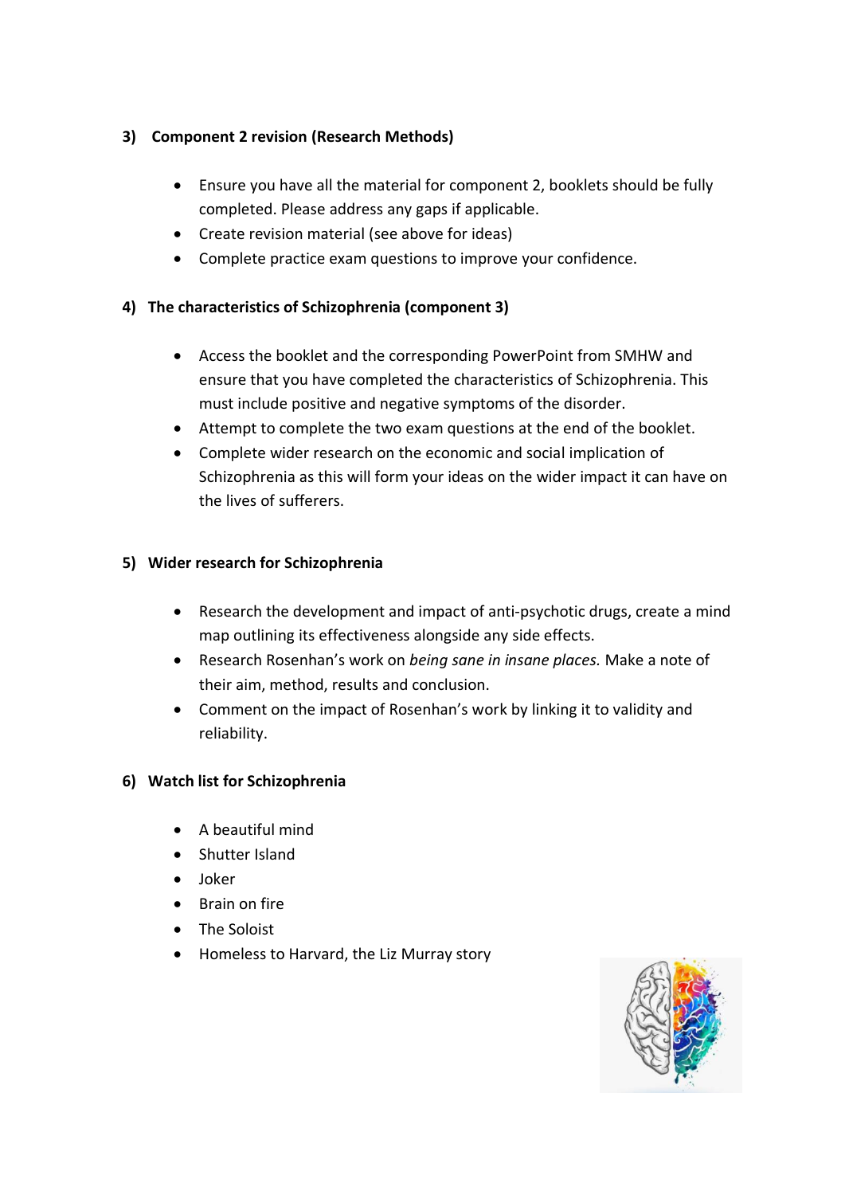### 3) Component 2 revision (Research Methods)

- Ensure you have all the material for component 2, booklets should be fully completed. Please address any gaps if applicable.
- Create revision material (see above for ideas)
- Complete practice exam questions to improve your confidence.

### 4) The characteristics of Schizophrenia (component 3)

- Access the booklet and the corresponding PowerPoint from SMHW and ensure that you have completed the characteristics of Schizophrenia. This must include positive and negative symptoms of the disorder.
- Attempt to complete the two exam questions at the end of the booklet.
- Complete wider research on the economic and social implication of Schizophrenia as this will form your ideas on the wider impact it can have on the lives of sufferers.

### 5) Wider research for Schizophrenia

- Research the development and impact of anti-psychotic drugs, create a mind map outlining its effectiveness alongside any side effects.
- Research Rosenhan's work on *being sane in insane places.* Make a note of their aim, method, results and conclusion.
- Comment on the impact of Rosenhan's work by linking it to validity and reliability.

### 6) Watch list for Schizophrenia

- A beautiful mind
- Shutter Island
- Joker
- Brain on fire
- The Soloist
- Homeless to Harvard, the Liz Murray story